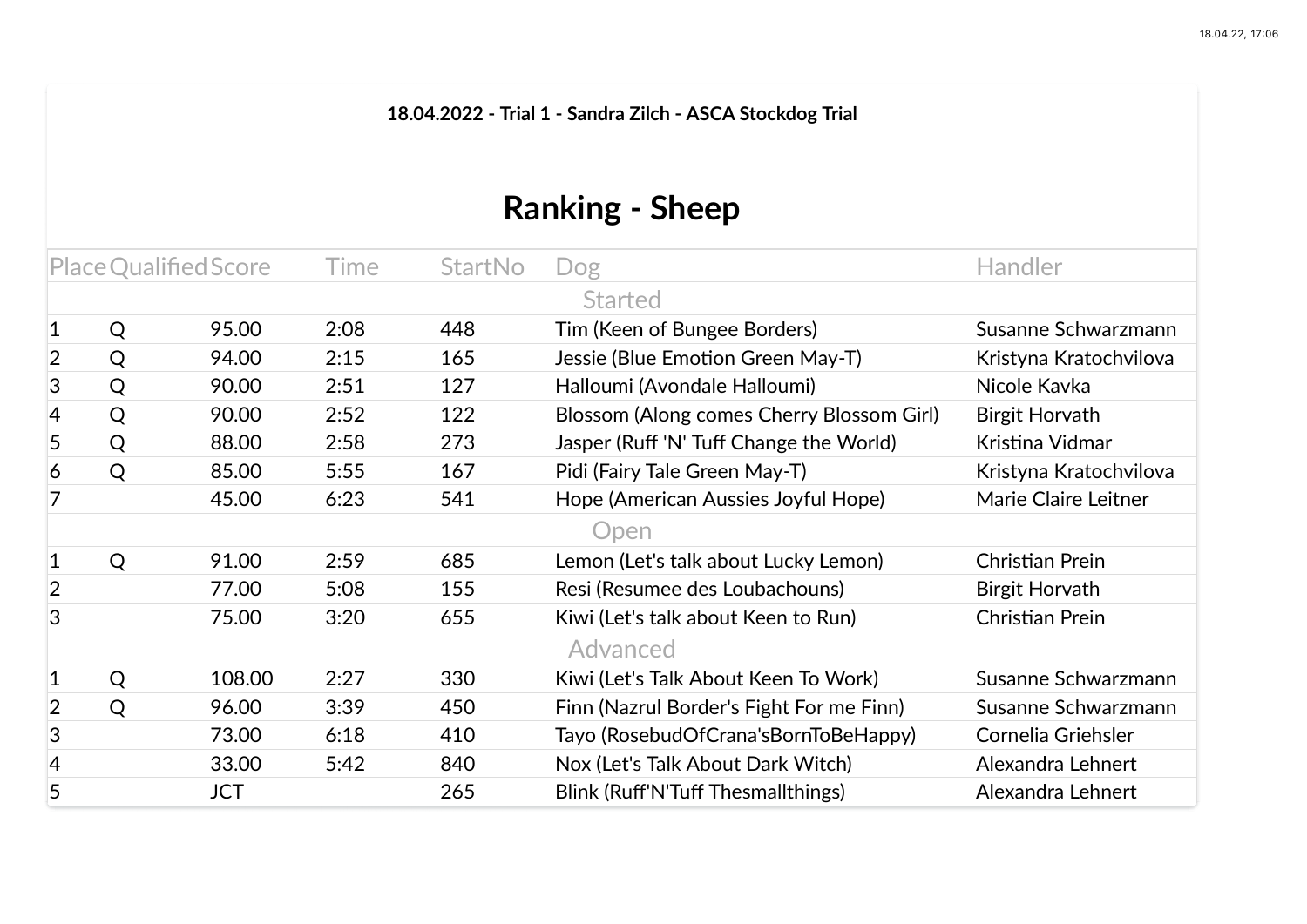18.04.2022 - Trial 1 - Sandra Zilch - ASCA Stockdog Trial

# Ranking - Sheep

| Place | Qualified | Score | Time | StartNo | Dog | Handler |
|---|---|---|---|---|---|---|
| | | | | | Started | |
| 1 | Q | 95.00 | 2:08 | 448 | Tim (Keen of Bungee Borders) | Susanne Schwarzmann |
| 2 | Q | 94.00 | 2:15 | 165 | Jessie (Blue Emotion Green May-T) | Kristyna Kratochvilova |
| 3 | Q | 90.00 | 2:51 | 127 | Halloumi (Avondale Halloumi) | Nicole Kavka |
| 4 | Q | 90.00 | 2:52 | 122 | Blossom (Along comes Cherry Blossom Girl) | Birgit Horvath |
| 5 | Q | 88.00 | 2:58 | 273 | Jasper (Ruff 'N' Tuff Change the World) | Kristina Vidmar |
| 6 | Q | 85.00 | 5:55 | 167 | Pidi (Fairy Tale Green May-T) | Kristyna Kratochvilova |
| 7 | | 45.00 | 6:23 | 541 | Hope (American Aussies Joyful Hope) | Marie Claire Leitner |
| | | | | | Open | |
| 1 | Q | 91.00 | 2:59 | 685 | Lemon (Let's talk about Lucky Lemon) | Christian Prein |
| 2 | | 77.00 | 5:08 | 155 | Resi (Resumee des Loubachouns) | Birgit Horvath |
| 3 | | 75.00 | 3:20 | 655 | Kiwi (Let's talk about Keen to Run) | Christian Prein |
| | | | | | Advanced | |
| 1 | Q | 108.00 | 2:27 | 330 | Kiwi (Let's Talk About Keen To Work) | Susanne Schwarzmann |
| 2 | Q | 96.00 | 3:39 | 450 | Finn (Nazrul Border's Fight For me Finn) | Susanne Schwarzmann |
| 3 | | 73.00 | 6:18 | 410 | Tayo (RosebudOfCrana'sBornToBeHappy) | Cornelia Griehsler |
| 4 | | 33.00 | 5:42 | 840 | Nox (Let's Talk About Dark Witch) | Alexandra Lehnert |
| 5 | | JCT | | 265 | Blink (Ruff'N'Tuff Thesmallthings) | Alexandra Lehnert |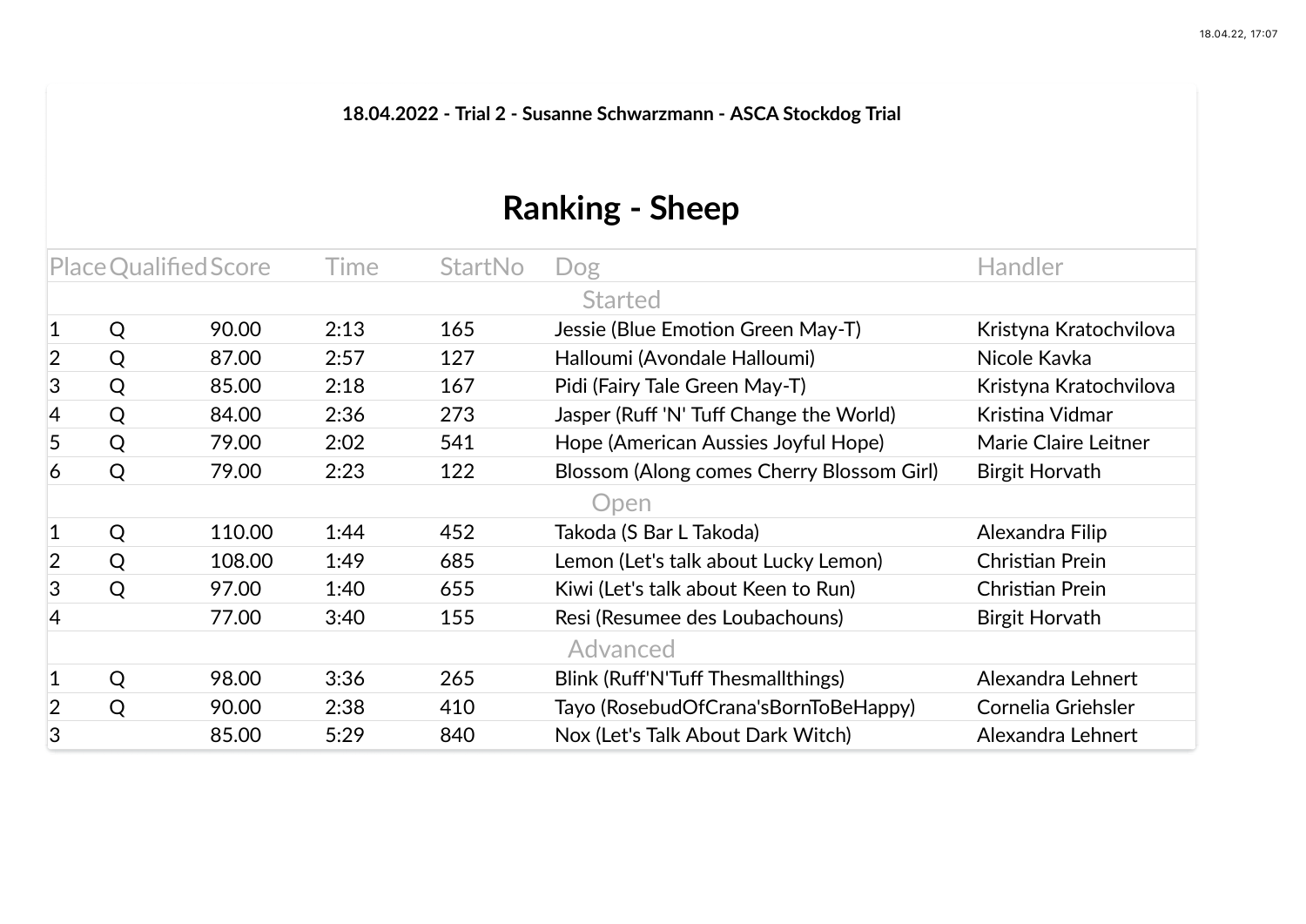18.04.2022 - Trial 2 - Susanne Schwarzmann - ASCA Stockdog Trial

# Ranking - Sheep

| Place | Qualified | Score | Time | StartNo | Dog | Handler |
|---|---|---|---|---|---|---|
| | | | | | **Started** | |
| 1 | Q | 90.00 | 2:13 | 165 | Jessie (Blue Emotion Green May-T) | Kristyna Kratochvilova |
| 2 | Q | 87.00 | 2:57 | 127 | Halloumi (Avondale Halloumi) | Nicole Kavka |
| 3 | Q | 85.00 | 2:18 | 167 | Pidi (Fairy Tale Green May-T) | Kristyna Kratochvilova |
| 4 | Q | 84.00 | 2:36 | 273 | Jasper (Ruff 'N' Tuff Change the World) | Kristina Vidmar |
| 5 | Q | 79.00 | 2:02 | 541 | Hope (American Aussies Joyful Hope) | Marie Claire Leitner |
| 6 | Q | 79.00 | 2:23 | 122 | Blossom (Along comes Cherry Blossom Girl) | Birgit Horvath |
| | | | | | **Open** | |
| 1 | Q | 110.00 | 1:44 | 452 | Takoda (S Bar L Takoda) | Alexandra Filip |
| 2 | Q | 108.00 | 1:49 | 685 | Lemon (Let's talk about Lucky Lemon) | Christian Prein |
| 3 | Q | 97.00 | 1:40 | 655 | Kiwi (Let's talk about Keen to Run) | Christian Prein |
| 4 | | 77.00 | 3:40 | 155 | Resi (Resumee des Loubachouns) | Birgit Horvath |
| | | | | | **Advanced** | |
| 1 | Q | 98.00 | 3:36 | 265 | Blink (Ruff'N'Tuff Thesmallthings) | Alexandra Lehnert |
| 2 | Q | 90.00 | 2:38 | 410 | Tayo (RosebudOfCrana'sBornToBeHappy) | Cornelia Griehsler |
| 3 | | 85.00 | 5:29 | 840 | Nox (Let's Talk About Dark Witch) | Alexandra Lehnert |